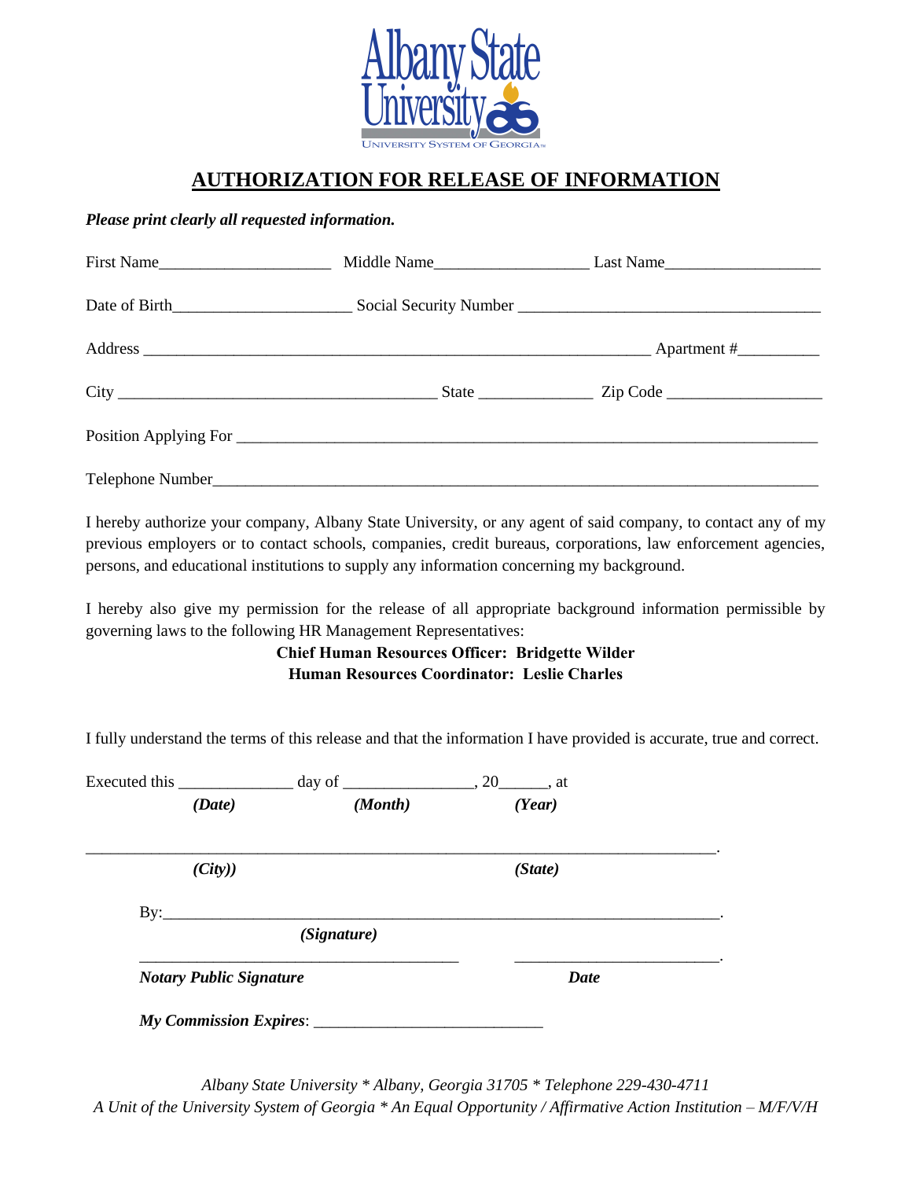Albany State University

UNIVERSITY SYSTEM OF GEORGIA

# AUTHORIZATION FOR RELEASE OF INFORMATION

***Please print clearly all requested information.***

First Name____________________ Middle Name_________________ Last Name_________________

Date of Birth____________________ Social Security Number ___________________________________

Address ___________________________________________________________ Apartment #_________

City ____________________________________ State _____________ Zip Code __________________

Position Applying For _____________________________________________________________________

Telephone Number_________________________________________________________________________

I hereby authorize your company, Albany State University, or any agent of said company, to contact any of my previous employers or to contact schools, companies, credit bureaus, corporations, law enforcement agencies, persons, and educational institutions to supply any information concerning my background.

I hereby also give my permission for the release of all appropriate background information permissible by governing laws to the following HR Management Representatives:

**Chief Human Resources Officer: Bridgette Wilder**
**Human Resources Coordinator: Leslie Charles**

I fully understand the terms of this release and that the information I have provided is accurate, true and correct.

Executed this _____________ day of _______________, 20______, at
***(Date)*** ***(Month)*** ***(Year)***

_________________________________________________________________________.
***(City))*** ***(State)***

By:_____________________________________________________________________.
***(Signature)***

_____________________________________ ________________________.
***Notary Public Signature*** ***Date***

***My Commission Expires***: ___________________________

*Albany State University * Albany, Georgia 31705 * Telephone 229-430-4711*
*A Unit of the University System of Georgia * An Equal Opportunity / Affirmative Action Institution – M/F/V/H*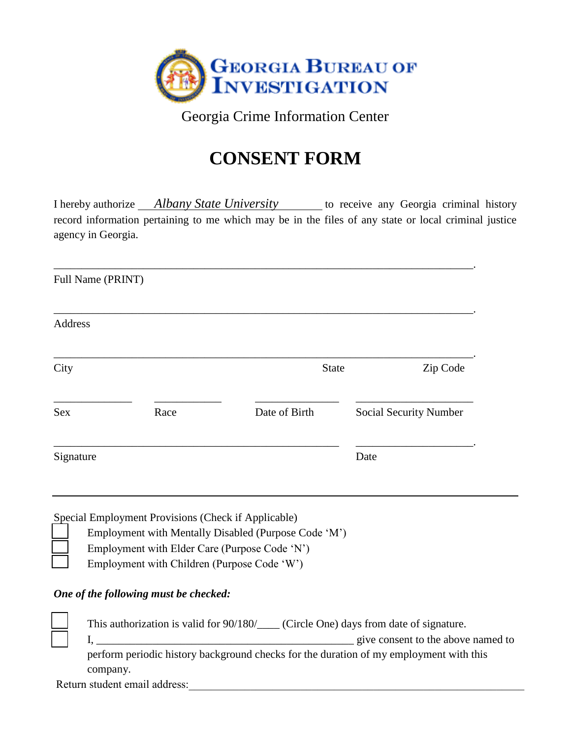GEORGIA BUREAU OF INVESTIGATION

Georgia Crime Information Center

# CONSENT FORM

I hereby authorize *Albany State University* to receive any Georgia criminal history record information pertaining to me which may be in the files of any state or local criminal justice agency in Georgia.

_______________________________________________________________

Full Name (PRINT)

_______________________________________________________________

Address

_______________________________________________________________

City State Zip Code

______________ ____________ ______________ ____________________

Sex Race Date of Birth Social Security Number

_____________________________________________ ____________________

Signature Date

---

Special Employment Provisions (Check if Applicable)

☐ Employment with Mentally Disabled (Purpose Code 'M')
☐ Employment with Elder Care (Purpose Code 'N')
☐ Employment with Children (Purpose Code 'W')

***One of the following must be checked:***

☐ This authorization is valid for 90/180/____ (Circle One) days from date of signature.

☐ I, ______________________________________________ give consent to the above named to perform periodic history background checks for the duration of my employment with this company.

Return student email address:____________________________________________________________